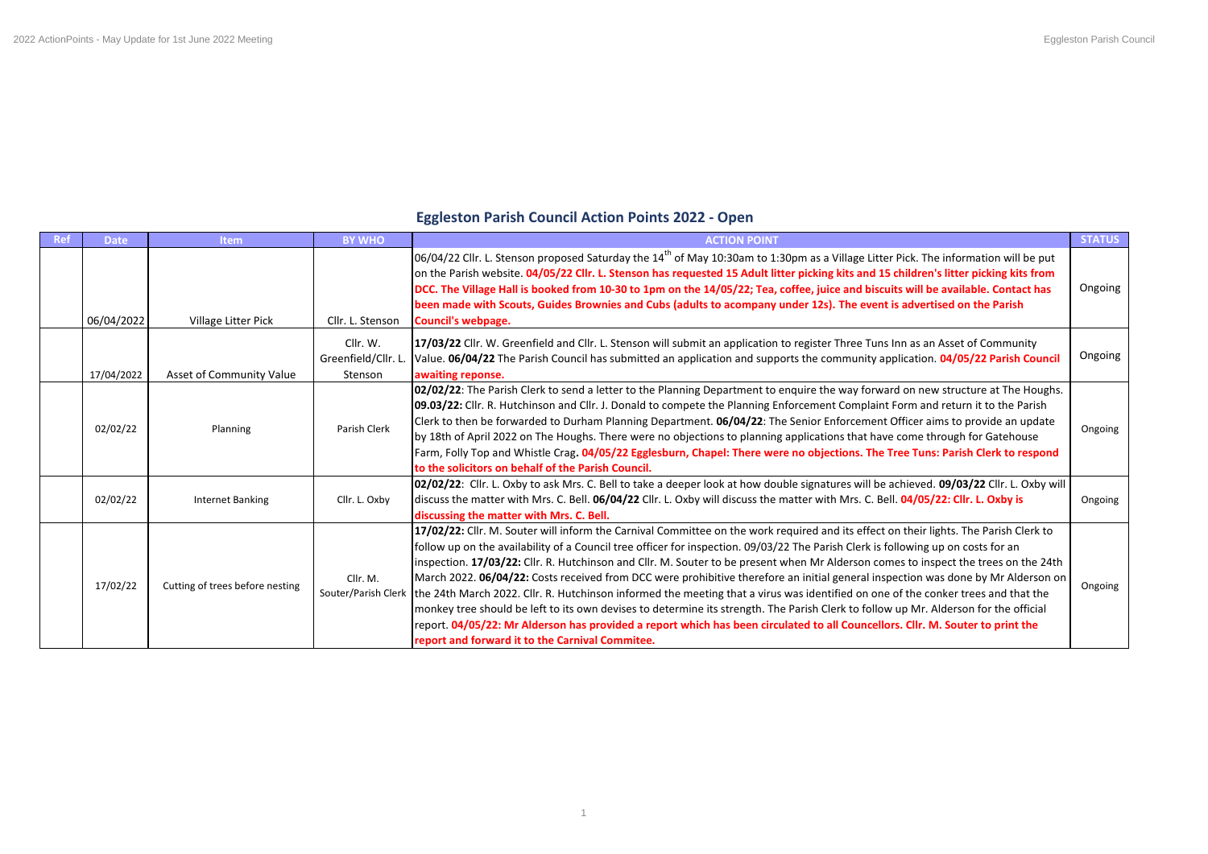## Eggleston Parish Council Action Points 2022 - Open

| Ref | Date | Item | BY WHO | ACTION POINT | STATUS |
|---|---|---|---|---|---|
| | 06/04/2022 | Village Litter Pick | Cllr. L. Stenson | 06/04/22 Cllr. L. Stenson proposed Saturday the 14th of May 10:30am to 1:30pm as a Village Litter Pick. The information will be put on the Parish website. **04/05/22 Cllr. L. Stenson has requested 15 Adult litter picking kits and 15 children's litter picking kits from DCC. The Village Hall is booked from 10-30 to 1pm on the 14/05/22; Tea, coffee, juice and biscuits will be available. Contact has been made with Scouts, Guides Brownies and Cubs (adults to acompany under 12s). The event is advertised on the Parish Council's webpage.** | Ongoing |
| | 17/04/2022 | Asset of Community Value | Cllr. W. Greenfield/Cllr. L. Stenson | **17/03/22** Cllr. W. Greenfield and Cllr. L. Stenson will submit an application to register Three Tuns Inn as an Asset of Community Value. **06/04/22** The Parish Council has submitted an application and supports the community application. **04/05/22 Parish Council awaiting reponse.** | Ongoing |
| | 02/02/22 | Planning | Parish Clerk | **02/02/22**: The Parish Clerk to send a letter to the Planning Department to enquire the way forward on new structure at The Houghs. **09.03/22:** Cllr. R. Hutchinson and Cllr. J. Donald to compete the Planning Enforcement Complaint Form and return it to the Parish Clerk to then be forwarded to Durham Planning Department. **06/04/22**: The Senior Enforcement Officer aims to provide an update by 18th of April 2022 on The Houghs. There were no objections to planning applications that have come through for Gatehouse Farm, Folly Top and Whistle Crag. **04/05/22 Egglesburn, Chapel: There were no objections. The Tree Tuns: Parish Clerk to respond to the solicitors on behalf of the Parish Council.** | Ongoing |
| | 02/02/22 | Internet Banking | Cllr. L. Oxby | **02/02/22**: Cllr. L. Oxby to ask Mrs. C. Bell to take a deeper look at how double signatures will be achieved. **09/03/22** Cllr. L. Oxby will discuss the matter with Mrs. C. Bell. **06/04/22** Cllr. L. Oxby will discuss the matter with Mrs. C. Bell. **04/05/22: Cllr. L. Oxby is discussing the matter with Mrs. C. Bell.** | Ongoing |
| | 17/02/22 | Cutting of trees before nesting | Cllr. M. Souter/Parish Clerk | **17/02/22:** Cllr. M. Souter will inform the Carnival Committee on the work required and its effect on their lights. The Parish Clerk to follow up on the availability of a Council tree officer for inspection. 09/03/22 The Parish Clerk is following up on costs for an inspection. **17/03/22:** Cllr. R. Hutchinson and Cllr. M. Souter to be present when Mr Alderson comes to inspect the trees on the 24th March 2022. **06/04/22:** Costs received from DCC were prohibitive therefore an initial general inspection was done by Mr Alderson on the 24th March 2022. Cllr. R. Hutchinson informed the meeting that a virus was identified on one of the conker trees and that the monkey tree should be left to its own devises to determine its strength. The Parish Clerk to follow up Mr. Alderson for the official report. **04/05/22: Mr Alderson has provided a report which has been circulated to all Councellors. Cllr. M. Souter to print the report and forward it to the Carnival Commitee.** | Ongoing |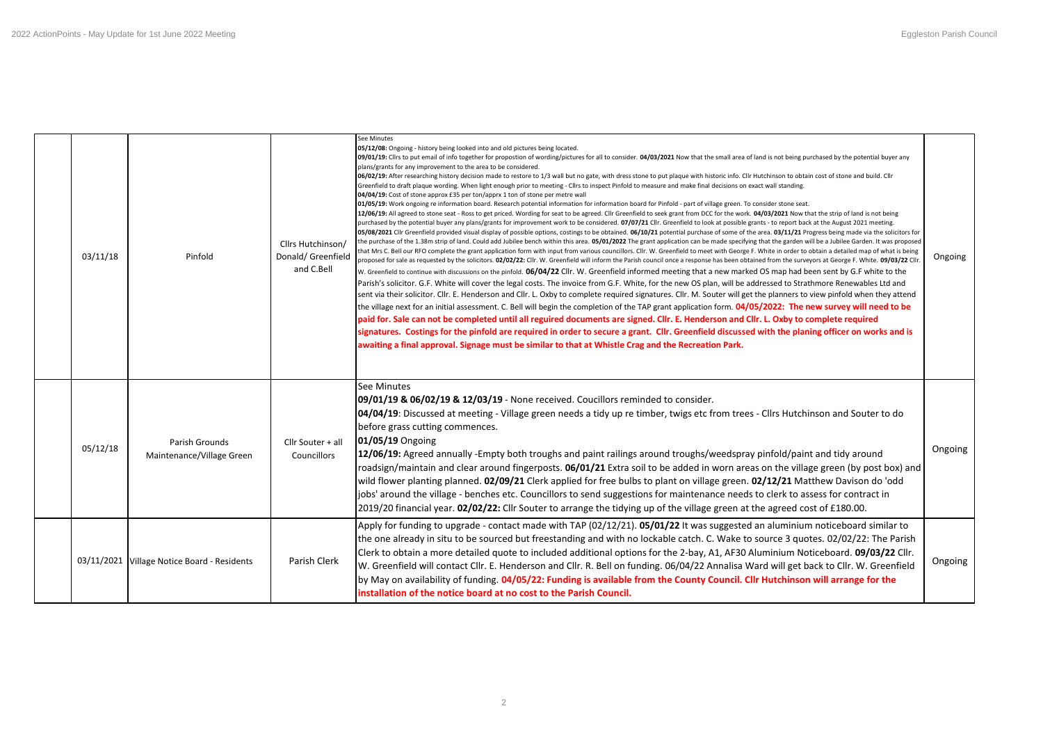| | | | | |
|---|---|---|---|---|
| 03/11/18 | Pinfold | Cllrs Hutchinson/ Donald/ Greenfield and C.Bell | See Minutes<br>**05/12/08:** Ongoing - history being looked into and old pictures being located.<br>**09/01/19:** Cllrs to put email of info together for propostion of wording/pictures for all to consider. **04/03/2021** Now that the small area of land is not being purchased by the potential buyer any plans/grants for any improvement to the area to be considered.<br>**06/02/19:** After researching history decision made to restore to 1/3 wall but no gate, with dress stone to put plaque with historic info. Cllr Hutchinson to obtain cost of stone and build. Cllr Greenfield to draft plaque wording. When light enough prior to meeting - Cllrs to inspect Pinfold to measure and make final decisions on exact wall standing.<br>**04/04/19:** Cost of stone approx £35 per ton/apprx 1 ton of stone per metre wall<br>**01/05/19:** Work ongoing re information board. Research potential information for information board for Pinfold - part of village green. To consider stone seat.<br>**12/06/19:** All agreed to stone seat - Ross to get priced. Wording for seat to be agreed. Cllr Greenfield to seek grant from DCC for the work. **04/03/2021** Now that the strip of land is not being purchased by the potential buyer any plans/grants for improvement work to be considered. **07/07/21** Cllr. Greenfield to look at possible grants - to report back at the August 2021 meeting. **05/08/2021** Cllr Greenfield provided visual display of possible options, costings to be obtained. **06/10/21** potential purchase of some of the area. **03/11/21** Progress being made via the solicitors for the purchase of the 1.38m strip of land. Could add Jubilee bench within this area. **05/01/2022** The grant application can be made specifying that the garden will be a Jubilee Garden. It was proposed that Mrs C. Bell our RFO complete the grant application form with input from various councillors. Cllr. W. Greenfield to meet with George F. White in order to obtain a detailed map of what is being proposed for sale as requested by the solicitors. **02/02/22:** Cllr. W. Greenfield will inform the Parish council once a response has been obtained from the surveyors at George F. White. **09/03/22** Cllr. W. Greenfield to continue with discussions on the pinfold. **06/04/22** Cllr. W. Greenfield informed meeting that a new marked OS map had been sent by G.F white to the Parish's solicitor. G.F. White will cover the legal costs. The invoice from G.F. White, for the new OS plan, will be addressed to Strathmore Renewables Ltd and sent via their solicitor. Cllr. E. Henderson and Cllr. L. Oxby to complete required signatures. Cllr. M. Souter will get the planners to view pinfold when they attend the village next for an initial assessment. C. Bell will begin the completion of the TAP grant application form. **04/05/2022: The new survey will need to be paid for. Sale can not be completed until all reguired documents are signed. Cllr. E. Henderson and Cllr. L. Oxby to complete required signatures. Costings for the pinfold are required in order to secure a grant. Cllr. Greenfield discussed with the planing officer on works and is awaiting a final approval. Signage must be similar to that at Whistle Crag and the Recreation Park.** | Ongoing |
| 05/12/18 | Parish Grounds Maintenance/Village Green | Cllr Souter + all Councillors | See Minutes<br>**09/01/19 & 06/02/19 & 12/03/19** - None received. Coucillors reminded to consider.<br>**04/04/19**: Discussed at meeting - Village green needs a tidy up re timber, twigs etc from trees - Cllrs Hutchinson and Souter to do before grass cutting commences.<br>**01/05/19** Ongoing<br>**12/06/19:** Agreed annually -Empty both troughs and paint railings around troughs/weedspray pinfold/paint and tidy around roadsign/maintain and clear around fingerposts. **06/01/21** Extra soil to be added in worn areas on the village green (by post box) and wild flower planting planned. **02/09/21** Clerk applied for free bulbs to plant on village green. **02/12/21** Matthew Davison do 'odd jobs' around the village - benches etc. Councillors to send suggestions for maintenance needs to clerk to assess for contract in 2019/20 financial year. **02/02/22:** Cllr Souter to arrange the tidying up of the village green at the agreed cost of £180.00. | Ongoing |
| 03/11/2021 | Village Notice Board - Residents | Parish Clerk | Apply for funding to upgrade - contact made with TAP (02/12/21). **05/01/22** It was suggested an aluminium noticeboard similar to the one already in situ to be sourced but freestanding and with no lockable catch. C. Wake to source 3 quotes. 02/02/22: The Parish Clerk to obtain a more detailed quote to included additional options for the 2-bay, A1, AF30 Aluminium Noticeboard. **09/03/22** Cllr. W. Greenfield will contact Cllr. E. Henderson and Cllr. R. Bell on funding. 06/04/22 Annalisa Ward will get back to Cllr. W. Greenfield by May on availability of funding. **04/05/22: Funding is available from the County Council. Cllr Hutchinson will arrange for the installation of the notice board at no cost to the Parish Council.** | Ongoing |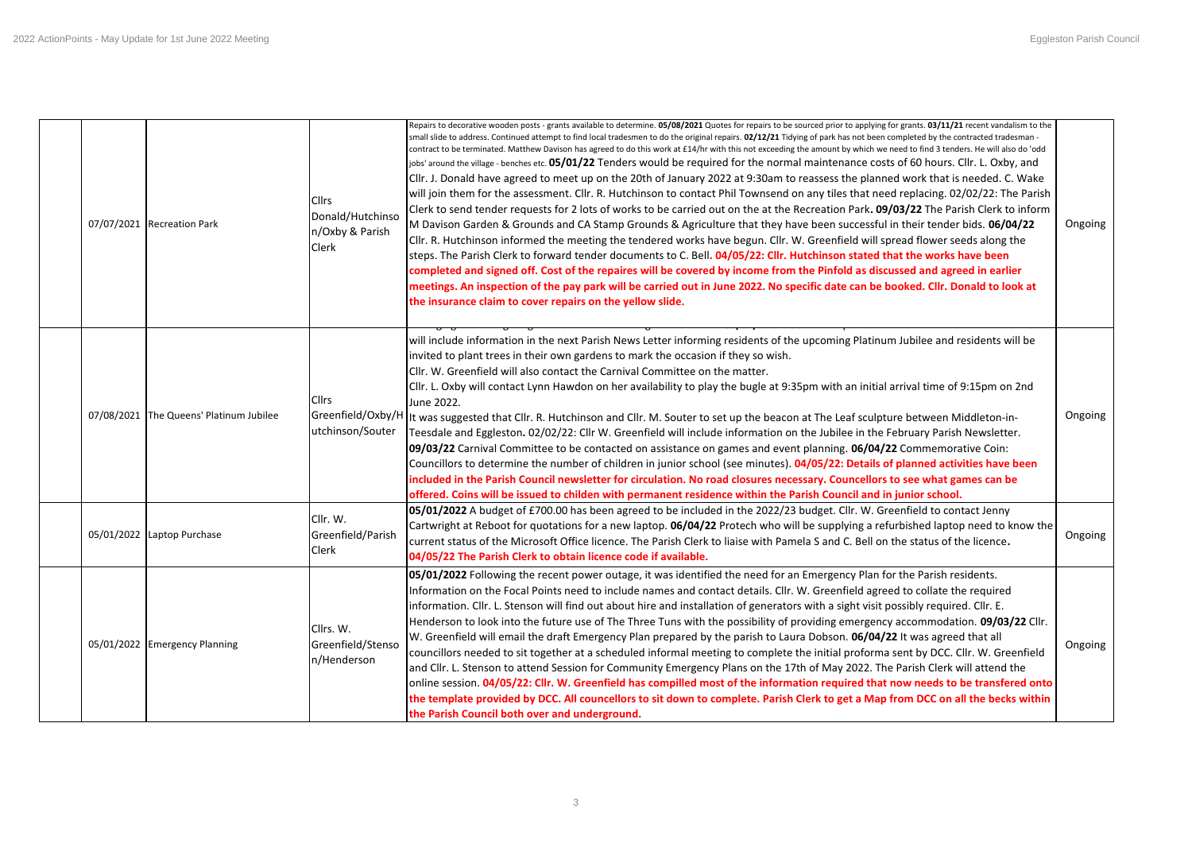| | | | | |
|---|---|---|---|---|
| | 07/07/2021 Recreation Park | Cllrs Donald/Hutchinson/Oxby & Parish Clerk | Repairs to decorative wooden posts - grants available to determine. **05/08/2021** Quotes for repairs to be sourced prior to applying for grants. **03/11/21** recent vandalism to the small slide to address. Continued attempt to find local tradesmen to do the original repairs. **02/12/21** Tidying of park has not been completed by the contracted tradesman - contract to be terminated. Matthew Davison has agreed to do this work at £14/hr with this not exceeding the amount by which we need to find 3 tenders. He will also do 'odd jobs' around the village - benches etc. **05/01/22** Tenders would be required for the normal maintenance costs of 60 hours. Cllr. L. Oxby, and Cllr. J. Donald have agreed to meet up on the 20th of January 2022 at 9:30am to reassess the planned work that is needed. C. Wake will join them for the assessment. Cllr. R. Hutchinson to contact Phil Townsend on any tiles that need replacing. 02/02/22: The Parish Clerk to send tender requests for 2 lots of works to be carried out on the at the Recreation Park**. 09/03/22** The Parish Clerk to inform M Davison Garden & Grounds and CA Stamp Grounds & Agriculture that they have been successful in their tender bids. **06/04/22** Cllr. R. Hutchinson informed the meeting the tendered works have begun. Cllr. W. Greenfield will spread flower seeds along the steps. The Parish Clerk to forward tender documents to C. Bell. **04/05/22: Cllr. Hutchinson stated that the works have been completed and signed off. Cost of the repaires will be covered by income from the Pinfold as discussed and agreed in earlier meetings. An inspection of the pay park will be carried out in June 2022. No specific date can be booked. Cllr. Donald to look at the insurance claim to cover repairs on the yellow slide.** | Ongoing |
| | 07/08/2021 The Queens' Platinum Jubilee | Cllrs Greenfield/Oxby/Hutchinson/Souter | will include information in the next Parish News Letter informing residents of the upcoming Platinum Jubilee and residents will be invited to plant trees in their own gardens to mark the occasion if they so wish.<br>Cllr. W. Greenfield will also contact the Carnival Committee on the matter.<br>Cllr. L. Oxby will contact Lynn Hawdon on her availability to play the bugle at 9:35pm with an initial arrival time of 9:15pm on 2nd June 2022.<br>It was suggested that Cllr. R. Hutchinson and Cllr. M. Souter to set up the beacon at The Leaf sculpture between Middleton-in-Teesdale and Eggleston**.** 02/02/22: Cllr W. Greenfield will include information on the Jubilee in the February Parish Newsletter. **09/03/22** Carnival Committee to be contacted on assistance on games and event planning. **06/04/22** Commemorative Coin: Councillors to determine the number of children in junior school (see minutes). **04/05/22: Details of planned activities have been included in the Parish Council newsletter for circulation. No road closures necessary. Councellors to see what games can be offered. Coins will be issued to childen with permanent residence within the Parish Council and in junior school.** | Ongoing |
| | 05/01/2022 Laptop Purchase | Cllr. W. Greenfield/Parish Clerk | **05/01/2022** A budget of £700.00 has been agreed to be included in the 2022/23 budget. Cllr. W. Greenfield to contact Jenny Cartwright at Reboot for quotations for a new laptop. **06/04/22** Protech who will be supplying a refurbished laptop need to know the current status of the Microsoft Office licence. The Parish Clerk to liaise with Pamela S and C. Bell on the status of the licence**.**<br>**04/05/22 The Parish Clerk to obtain licence code if available.** | Ongoing |
| | 05/01/2022 Emergency Planning | Cllrs. W. Greenfield/Stenson/Henderson | **05/01/2022** Following the recent power outage, it was identified the need for an Emergency Plan for the Parish residents. Information on the Focal Points need to include names and contact details. Cllr. W. Greenfield agreed to collate the required information. Cllr. L. Stenson will find out about hire and installation of generators with a sight visit possibly required. Cllr. E. Henderson to look into the future use of The Three Tuns with the possibility of providing emergency accommodation. **09/03/22** Cllr. W. Greenfield will email the draft Emergency Plan prepared by the parish to Laura Dobson. **06/04/22** It was agreed that all councillors needed to sit together at a scheduled informal meeting to complete the initial proforma sent by DCC. Cllr. W. Greenfield and Cllr. L. Stenson to attend Session for Community Emergency Plans on the 17th of May 2022. The Parish Clerk will attend the online session. **04/05/22: Cllr. W. Greenfield has compilled most of the information required that now needs to be transfered onto the template provided by DCC. All councillors to sit down to complete. Parish Clerk to get a Map from DCC on all the becks within the Parish Council both over and underground.** | Ongoing |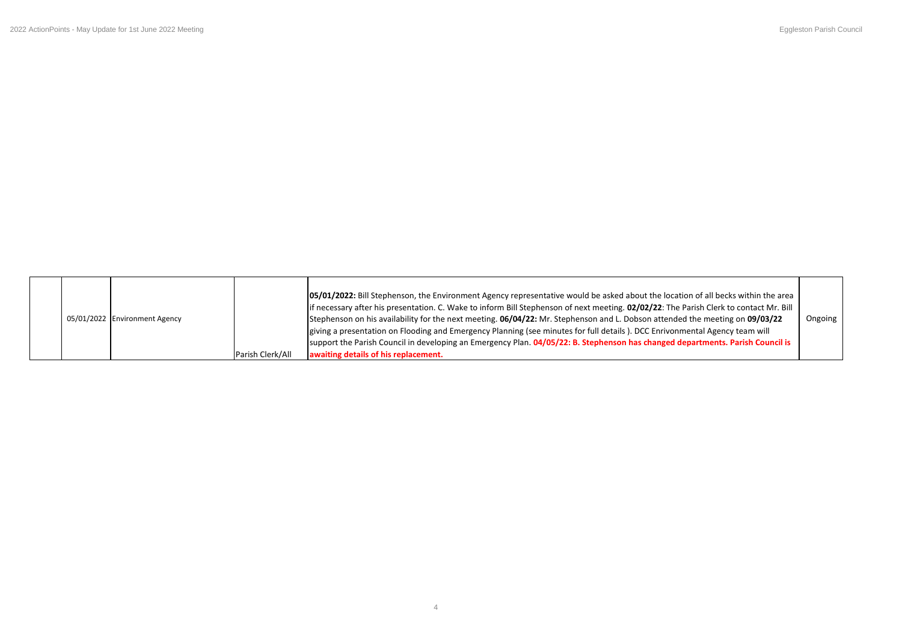| | | | | | |
|---|---|---|---|---|---|
| | 05/01/2022 | Environment Agency | Parish Clerk/All | **05/01/2022:** Bill Stephenson, the Environment Agency representative would be asked about the location of all becks within the area if necessary after his presentation. C. Wake to inform Bill Stephenson of next meeting. **02/02/22**: The Parish Clerk to contact Mr. Bill Stephenson on his availability for the next meeting. **06/04/22:** Mr. Stephenson and L. Dobson attended the meeting on **09/03/22** giving a presentation on Flooding and Emergency Planning (see minutes for full details ). DCC Enrivonmental Agency team will support the Parish Council in developing an Emergency Plan. **04/05/22: B. Stephenson has changed departments. Parish Council is awaiting details of his replacement.** | Ongoing |